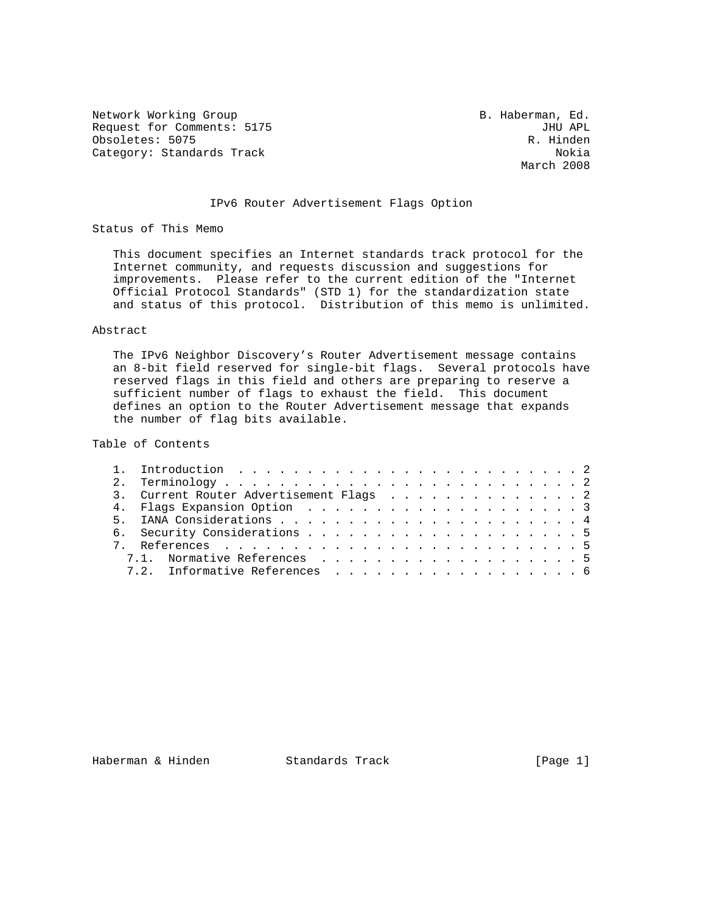Network Working Group B. Haberman, Ed.
Request for Comments: 5175 JHU APL
Obsoletes: 5075 R. Hinden
Category: Standards Track Nokia
March 2008

# IPv6 Router Advertisement Flags Option

## Status of This Memo

This document specifies an Internet standards track protocol for the Internet community, and requests discussion and suggestions for improvements. Please refer to the current edition of the "Internet Official Protocol Standards" (STD 1) for the standardization state and status of this protocol. Distribution of this memo is unlimited.

## Abstract

The IPv6 Neighbor Discovery's Router Advertisement message contains an 8-bit field reserved for single-bit flags. Several protocols have reserved flags in this field and others are preparing to reserve a sufficient number of flags to exhaust the field. This document defines an option to the Router Advertisement message that expands the number of flag bits available.

## Table of Contents

```
   1.  Introduction . . . . . . . . . . . . . . . . . . . . . . . . . 2
   2.  Terminology . . . . . . . . . . . . . . . . . . . . . . . . . . 2
   3.  Current Router Advertisement Flags  . . . . . . . . . . . . . . 2
   4.  Flags Expansion Option  . . . . . . . . . . . . . . . . . . . . 3
   5.  IANA Considerations . . . . . . . . . . . . . . . . . . . . . . 4
   6.  Security Considerations . . . . . . . . . . . . . . . . . . . . 5
   7.  References  . . . . . . . . . . . . . . . . . . . . . . . . . . 5
     7.1.  Normative References  . . . . . . . . . . . . . . . . . . . 5
     7.2.  Informative References  . . . . . . . . . . . . . . . . . . 6
```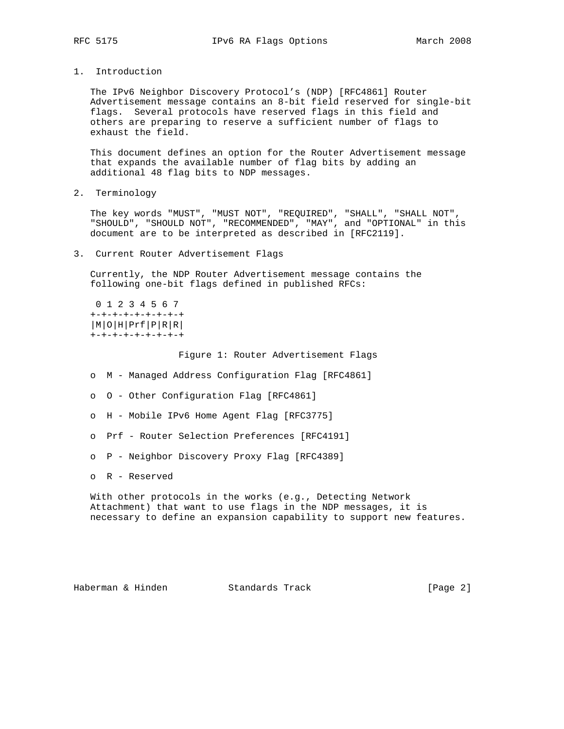## 1. Introduction

The IPv6 Neighbor Discovery Protocol's (NDP) [RFC4861] Router Advertisement message contains an 8-bit field reserved for single-bit flags. Several protocols have reserved flags in this field and others are preparing to reserve a sufficient number of flags to exhaust the field.

This document defines an option for the Router Advertisement message that expands the available number of flag bits by adding an additional 48 flag bits to NDP messages.

## 2. Terminology

The key words "MUST", "MUST NOT", "REQUIRED", "SHALL", "SHALL NOT", "SHOULD", "SHOULD NOT", "RECOMMENDED", "MAY", and "OPTIONAL" in this document are to be interpreted as described in [RFC2119].

## 3. Current Router Advertisement Flags

Currently, the NDP Router Advertisement message contains the following one-bit flags defined in published RFCs:

```
 0 1 2 3 4 5 6 7
+-+-+-+-+-+-+-+-+
|M|O|H|Prf|P|R|R|
+-+-+-+-+-+-+-+-+
```

Figure 1: Router Advertisement Flags

- M - Managed Address Configuration Flag [RFC4861]
- O - Other Configuration Flag [RFC4861]
- H - Mobile IPv6 Home Agent Flag [RFC3775]
- Prf - Router Selection Preferences [RFC4191]
- P - Neighbor Discovery Proxy Flag [RFC4389]
- R - Reserved

With other protocols in the works (e.g., Detecting Network Attachment) that want to use flags in the NDP messages, it is necessary to define an expansion capability to support new features.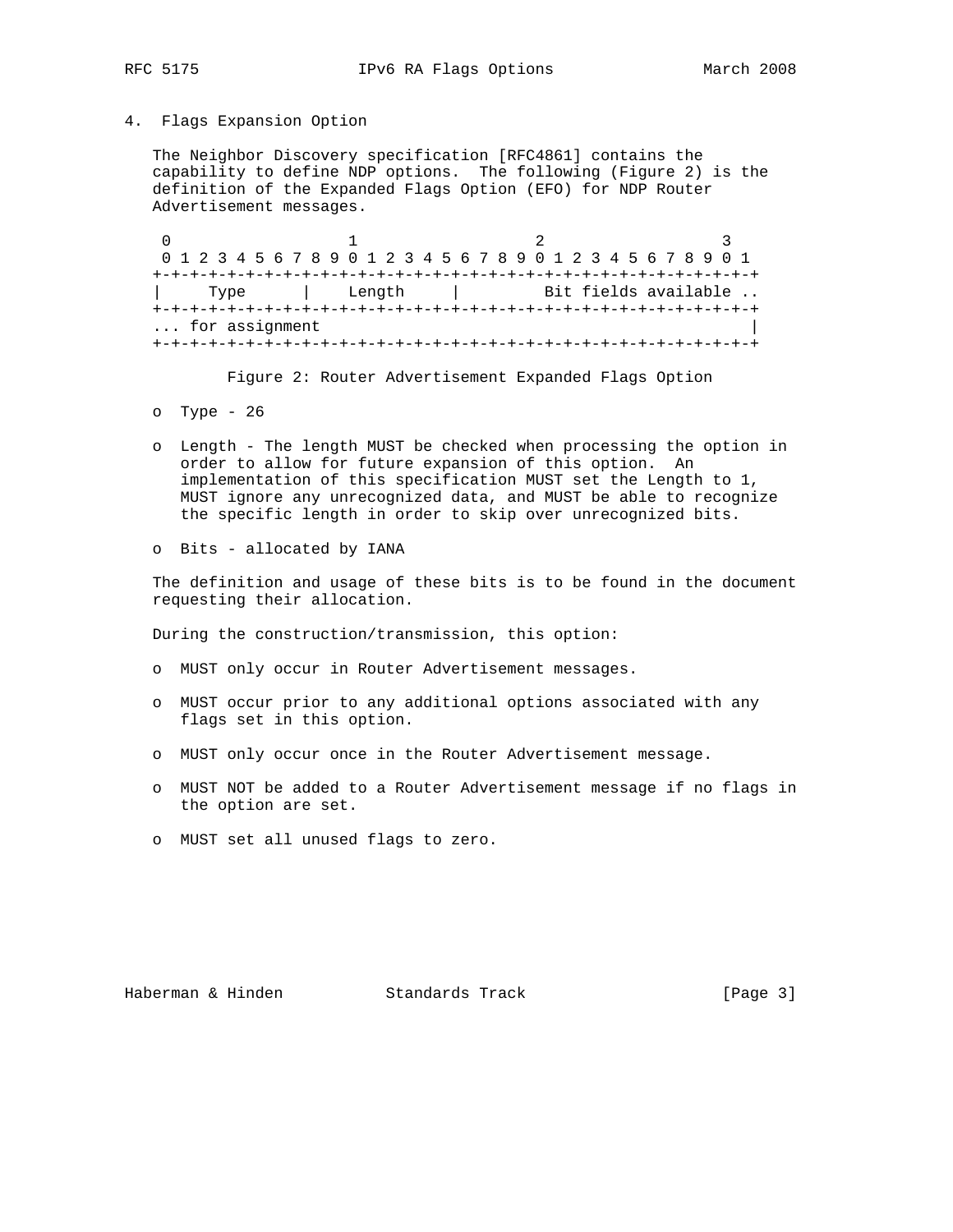## 4. Flags Expansion Option

The Neighbor Discovery specification [RFC4861] contains the capability to define NDP options. The following (Figure 2) is the definition of the Expanded Flags Option (EFO) for NDP Router Advertisement messages.

```
 0                   1                   2                   3
 0 1 2 3 4 5 6 7 8 9 0 1 2 3 4 5 6 7 8 9 0 1 2 3 4 5 6 7 8 9 0 1
+-+-+-+-+-+-+-+-+-+-+-+-+-+-+-+-+-+-+-+-+-+-+-+-+-+-+-+-+-+-+-+-+
|     Type      |    Length     |         Bit fields available ..
+-+-+-+-+-+-+-+-+-+-+-+-+-+-+-+-+-+-+-+-+-+-+-+-+-+-+-+-+-+-+-+-+
... for assignment                                              |
+-+-+-+-+-+-+-+-+-+-+-+-+-+-+-+-+-+-+-+-+-+-+-+-+-+-+-+-+-+-+-+-+
```

Figure 2: Router Advertisement Expanded Flags Option

- Type - 26
- Length - The length MUST be checked when processing the option in order to allow for future expansion of this option. An implementation of this specification MUST set the Length to 1, MUST ignore any unrecognized data, and MUST be able to recognize the specific length in order to skip over unrecognized bits.
- Bits - allocated by IANA

The definition and usage of these bits is to be found in the document requesting their allocation.

During the construction/transmission, this option:

- MUST only occur in Router Advertisement messages.
- MUST occur prior to any additional options associated with any flags set in this option.
- MUST only occur once in the Router Advertisement message.
- MUST NOT be added to a Router Advertisement message if no flags in the option are set.
- MUST set all unused flags to zero.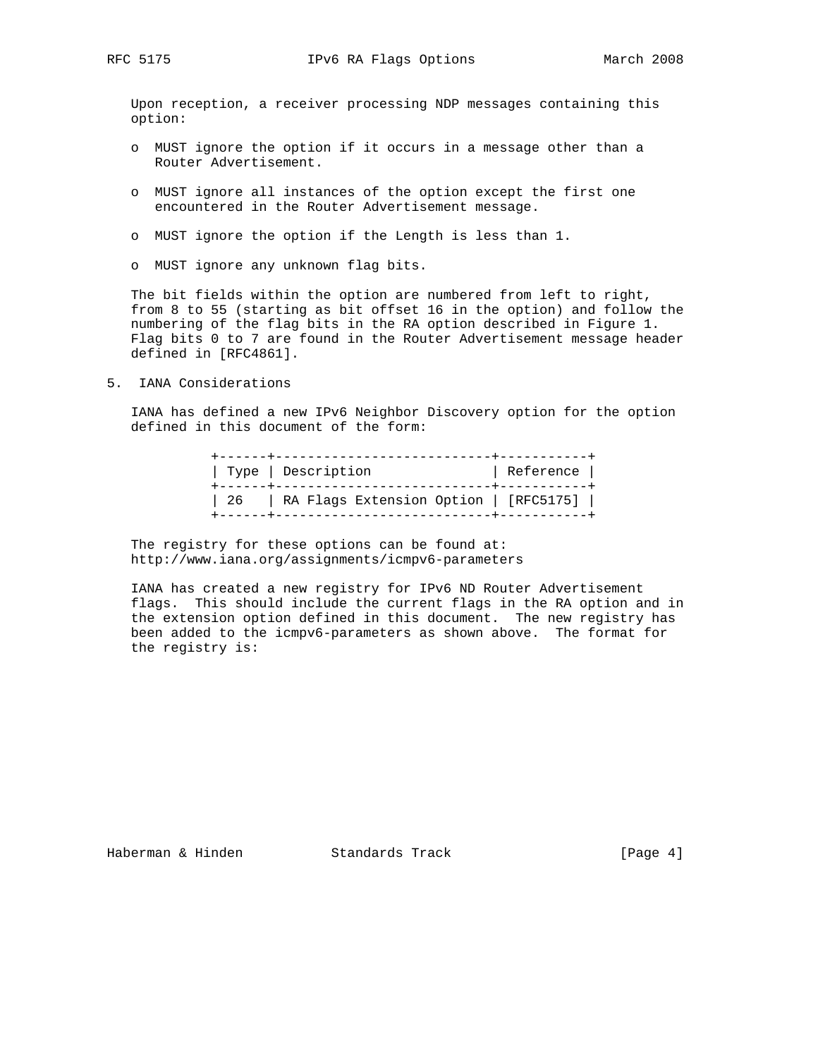Upon reception, a receiver processing NDP messages containing this option:

- MUST ignore the option if it occurs in a message other than a Router Advertisement.
- MUST ignore all instances of the option except the first one encountered in the Router Advertisement message.
- MUST ignore the option if the Length is less than 1.
- MUST ignore any unknown flag bits.

The bit fields within the option are numbered from left to right, from 8 to 55 (starting as bit offset 16 in the option) and follow the numbering of the flag bits in the RA option described in Figure 1. Flag bits 0 to 7 are found in the Router Advertisement message header defined in [RFC4861].

## 5. IANA Considerations

IANA has defined a new IPv6 Neighbor Discovery option for the option defined in this document of the form:

| Type | Description | Reference |
|---|---|---|
| 26 | RA Flags Extension Option | [RFC5175] |

The registry for these options can be found at:
http://www.iana.org/assignments/icmpv6-parameters

IANA has created a new registry for IPv6 ND Router Advertisement flags. This should include the current flags in the RA option and in the extension option defined in this document. The new registry has been added to the icmpv6-parameters as shown above. The format for the registry is: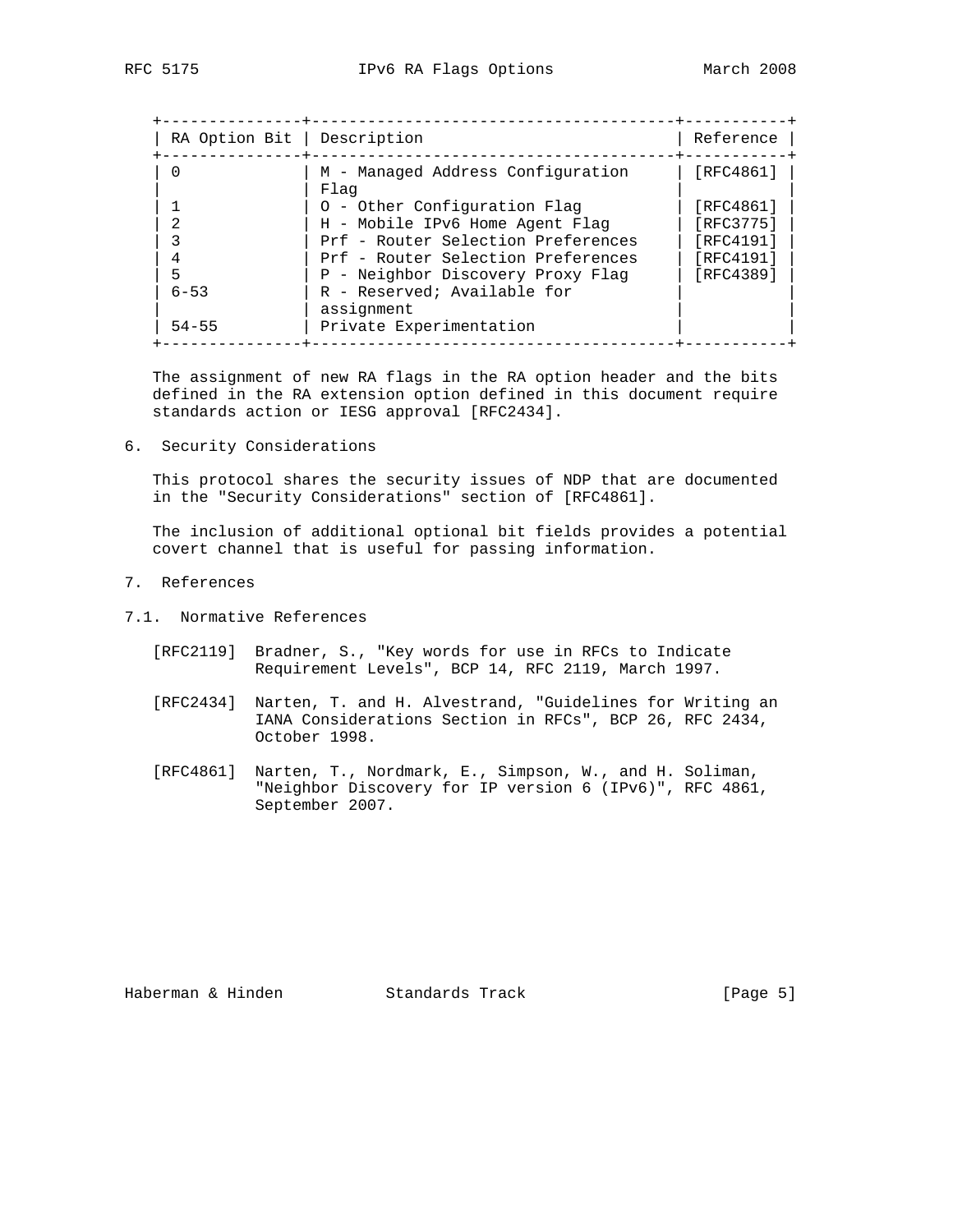| RA Option Bit | Description | Reference |
|---|---|---|
| 0 | M - Managed Address Configuration Flag | [RFC4861] |
| 1 | O - Other Configuration Flag | [RFC4861] |
| 2 | H - Mobile IPv6 Home Agent Flag | [RFC3775] |
| 3 | Prf - Router Selection Preferences | [RFC4191] |
| 4 | Prf - Router Selection Preferences | [RFC4191] |
| 5 | P - Neighbor Discovery Proxy Flag | [RFC4389] |
| 6-53 | R - Reserved; Available for assignment | |
| 54-55 | Private Experimentation | |

The assignment of new RA flags in the RA option header and the bits defined in the RA extension option defined in this document require standards action or IESG approval [RFC2434].

## 6. Security Considerations

This protocol shares the security issues of NDP that are documented in the "Security Considerations" section of [RFC4861].

The inclusion of additional optional bit fields provides a potential covert channel that is useful for passing information.

## 7. References

### 7.1. Normative References

[RFC2119] Bradner, S., "Key words for use in RFCs to Indicate Requirement Levels", BCP 14, RFC 2119, March 1997.

[RFC2434] Narten, T. and H. Alvestrand, "Guidelines for Writing an IANA Considerations Section in RFCs", BCP 26, RFC 2434, October 1998.

[RFC4861] Narten, T., Nordmark, E., Simpson, W., and H. Soliman, "Neighbor Discovery for IP version 6 (IPv6)", RFC 4861, September 2007.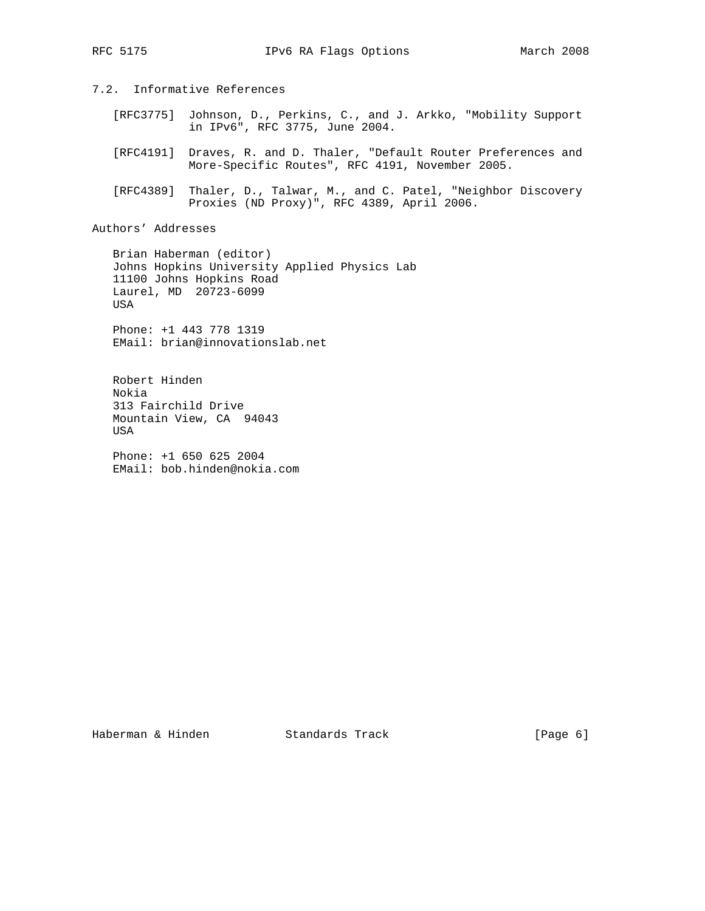### 7.2. Informative References

[RFC3775] Johnson, D., Perkins, C., and J. Arkko, "Mobility Support in IPv6", RFC 3775, June 2004.

[RFC4191] Draves, R. and D. Thaler, "Default Router Preferences and More-Specific Routes", RFC 4191, November 2005.

[RFC4389] Thaler, D., Talwar, M., and C. Patel, "Neighbor Discovery Proxies (ND Proxy)", RFC 4389, April 2006.

## Authors' Addresses

Brian Haberman (editor)
Johns Hopkins University Applied Physics Lab
11100 Johns Hopkins Road
Laurel, MD 20723-6099
USA

Phone: +1 443 778 1319
EMail: brian@innovationslab.net

Robert Hinden
Nokia
313 Fairchild Drive
Mountain View, CA 94043
USA

Phone: +1 650 625 2004
EMail: bob.hinden@nokia.com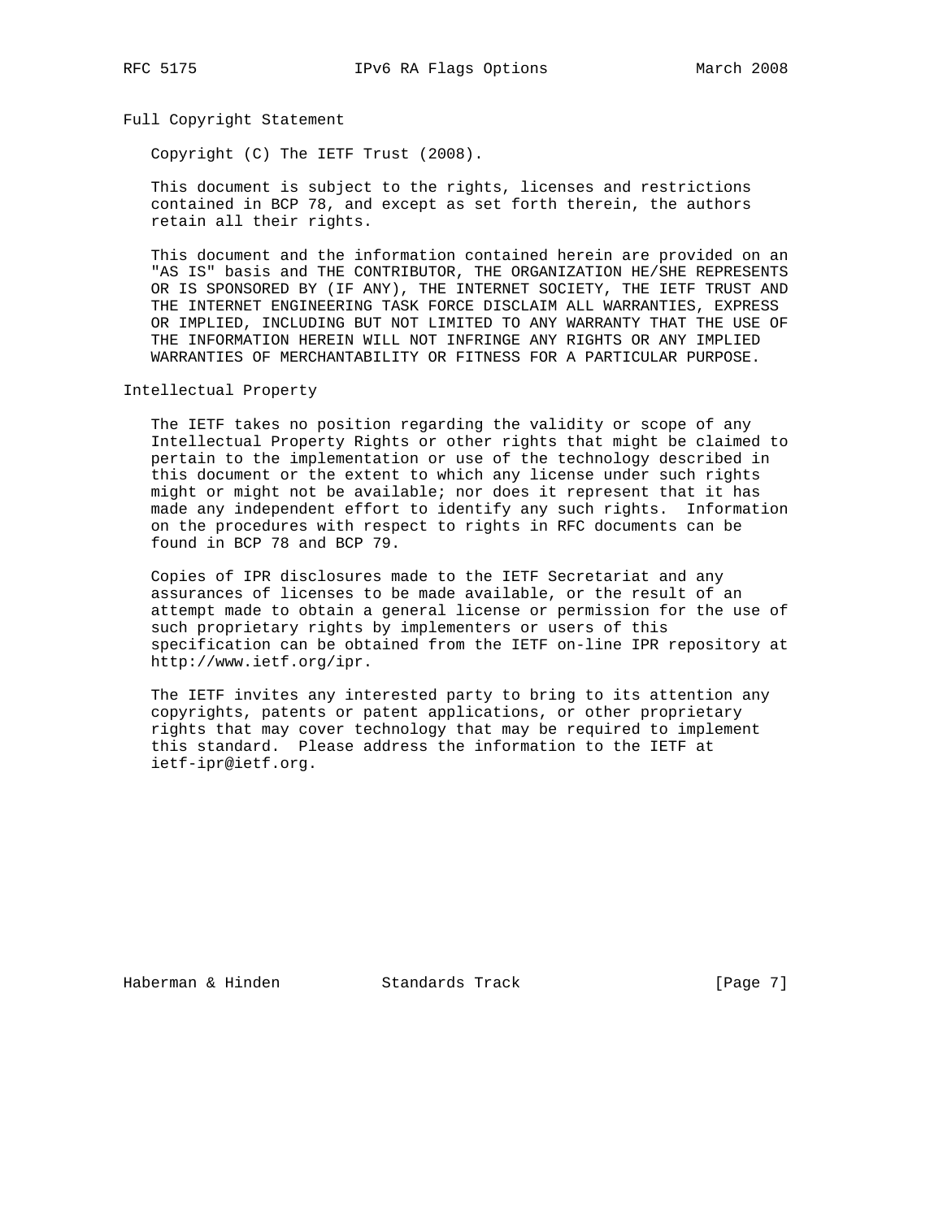## Full Copyright Statement

Copyright (C) The IETF Trust (2008).

This document is subject to the rights, licenses and restrictions contained in BCP 78, and except as set forth therein, the authors retain all their rights.

This document and the information contained herein are provided on an "AS IS" basis and THE CONTRIBUTOR, THE ORGANIZATION HE/SHE REPRESENTS OR IS SPONSORED BY (IF ANY), THE INTERNET SOCIETY, THE IETF TRUST AND THE INTERNET ENGINEERING TASK FORCE DISCLAIM ALL WARRANTIES, EXPRESS OR IMPLIED, INCLUDING BUT NOT LIMITED TO ANY WARRANTY THAT THE USE OF THE INFORMATION HEREIN WILL NOT INFRINGE ANY RIGHTS OR ANY IMPLIED WARRANTIES OF MERCHANTABILITY OR FITNESS FOR A PARTICULAR PURPOSE.

## Intellectual Property

The IETF takes no position regarding the validity or scope of any Intellectual Property Rights or other rights that might be claimed to pertain to the implementation or use of the technology described in this document or the extent to which any license under such rights might or might not be available; nor does it represent that it has made any independent effort to identify any such rights. Information on the procedures with respect to rights in RFC documents can be found in BCP 78 and BCP 79.

Copies of IPR disclosures made to the IETF Secretariat and any assurances of licenses to be made available, or the result of an attempt made to obtain a general license or permission for the use of such proprietary rights by implementers or users of this specification can be obtained from the IETF on-line IPR repository at http://www.ietf.org/ipr.

The IETF invites any interested party to bring to its attention any copyrights, patents or patent applications, or other proprietary rights that may cover technology that may be required to implement this standard. Please address the information to the IETF at ietf-ipr@ietf.org.